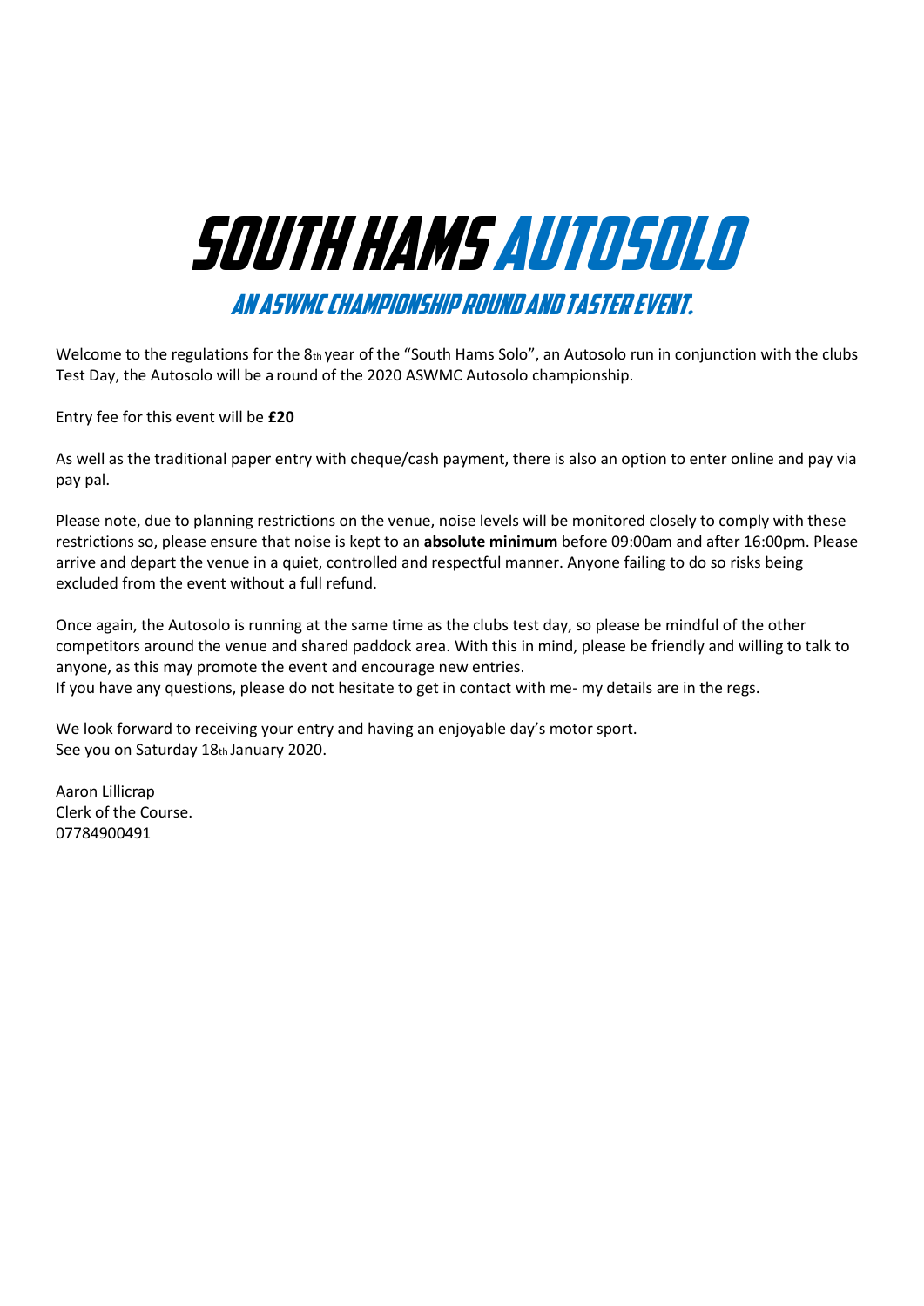# SOUTH HAMS AUTOSOLO

## AN ASWMC CHAMPIONSHIP ROUND AND TASTER EVENT.

Welcome to the regulations for the 8th year of the "South Hams Solo", an Autosolo run in conjunction with the clubs Test Day, the Autosolo will be a round of the 2020 ASWMC Autosolo championship.

Entry fee for this event will be **£20**

As well as the traditional paper entry with cheque/cash payment, there is also an option to enter online and pay via pay pal.

Please note, due to planning restrictions on the venue, noise levels will be monitored closely to comply with these restrictions so, please ensure that noise is kept to an **absolute minimum** before 09:00am and after 16:00pm. Please arrive and depart the venue in a quiet, controlled and respectful manner. Anyone failing to do so risks being excluded from the event without a full refund.

Once again, the Autosolo is running at the same time as the clubs test day, so please be mindful of the other competitors around the venue and shared paddock area. With this in mind, please be friendly and willing to talk to anyone, as this may promote the event and encourage new entries.
If you have any questions, please do not hesitate to get in contact with me- my details are in the regs.

We look forward to receiving your entry and having an enjoyable day's motor sport.
See you on Saturday 18th January 2020.

Aaron Lillicrap
Clerk of the Course.
07784900491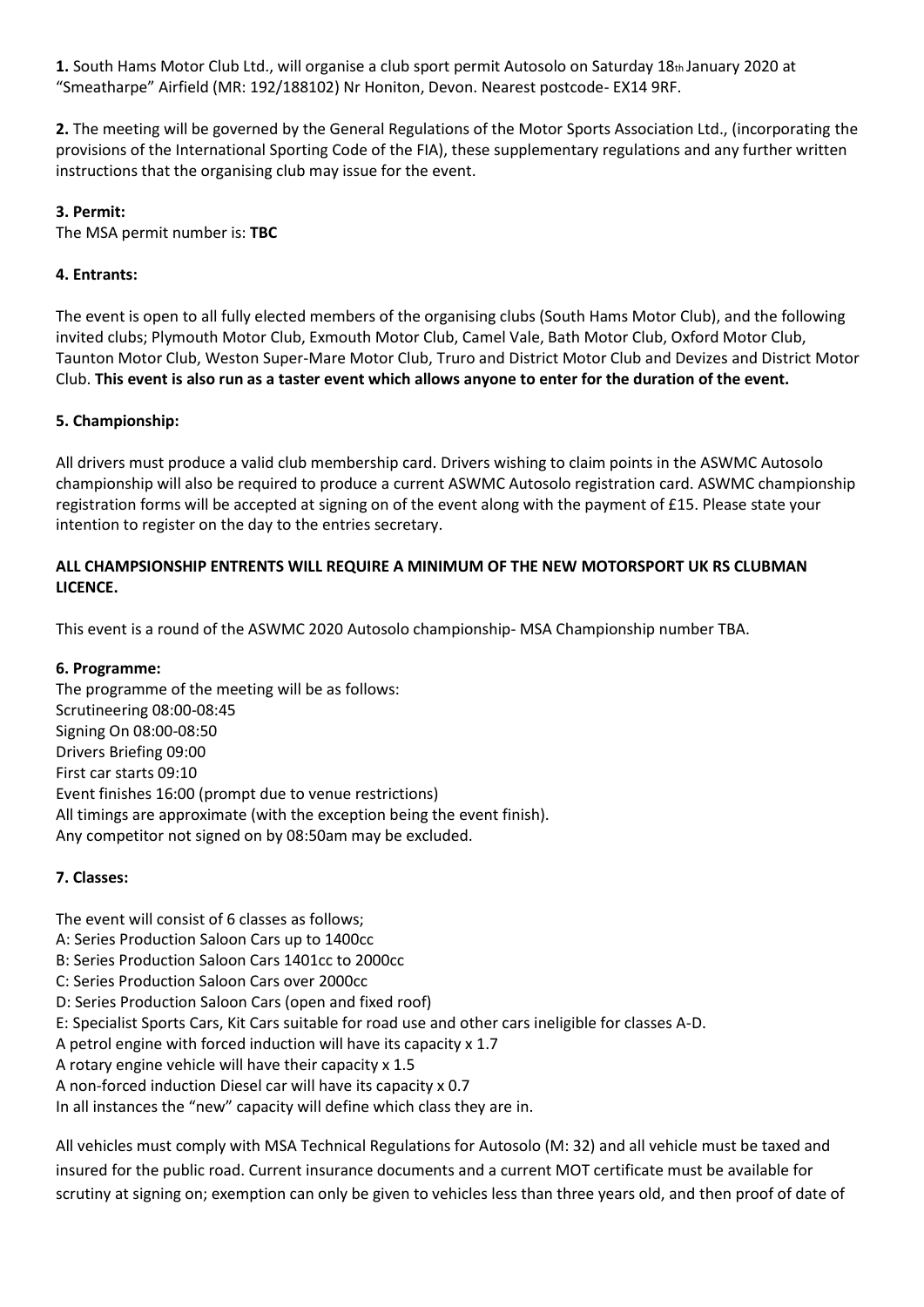**1.** South Hams Motor Club Ltd., will organise a club sport permit Autosolo on Saturday 18th January 2020 at "Smeatharpe" Airfield (MR: 192/188102) Nr Honiton, Devon. Nearest postcode- EX14 9RF.

**2.** The meeting will be governed by the General Regulations of the Motor Sports Association Ltd., (incorporating the provisions of the International Sporting Code of the FIA), these supplementary regulations and any further written instructions that the organising club may issue for the event.

**3. Permit:**

The MSA permit number is: **TBC**

**4. Entrants:**

The event is open to all fully elected members of the organising clubs (South Hams Motor Club), and the following invited clubs; Plymouth Motor Club, Exmouth Motor Club, Camel Vale, Bath Motor Club, Oxford Motor Club, Taunton Motor Club, Weston Super-Mare Motor Club, Truro and District Motor Club and Devizes and District Motor Club. **This event is also run as a taster event which allows anyone to enter for the duration of the event.**

**5. Championship:**

All drivers must produce a valid club membership card. Drivers wishing to claim points in the ASWMC Autosolo championship will also be required to produce a current ASWMC Autosolo registration card. ASWMC championship registration forms will be accepted at signing on of the event along with the payment of £15. Please state your intention to register on the day to the entries secretary.

**ALL CHAMPSIONSHIP ENTRENTS WILL REQUIRE A MINIMUM OF THE NEW MOTORSPORT UK RS CLUBMAN LICENCE.**

This event is a round of the ASWMC 2020 Autosolo championship- MSA Championship number TBA.

**6. Programme:**

The programme of the meeting will be as follows:
Scrutineering 08:00-08:45
Signing On 08:00-08:50
Drivers Briefing 09:00
First car starts 09:10
Event finishes 16:00 (prompt due to venue restrictions)
All timings are approximate (with the exception being the event finish).
Any competitor not signed on by 08:50am may be excluded.

**7. Classes:**

The event will consist of 6 classes as follows;
A: Series Production Saloon Cars up to 1400cc
B: Series Production Saloon Cars 1401cc to 2000cc
C: Series Production Saloon Cars over 2000cc
D: Series Production Saloon Cars (open and fixed roof)
E: Specialist Sports Cars, Kit Cars suitable for road use and other cars ineligible for classes A-D.
A petrol engine with forced induction will have its capacity x 1.7
A rotary engine vehicle will have their capacity x 1.5
A non-forced induction Diesel car will have its capacity x 0.7
In all instances the "new" capacity will define which class they are in.

All vehicles must comply with MSA Technical Regulations for Autosolo (M: 32) and all vehicle must be taxed and insured for the public road. Current insurance documents and a current MOT certificate must be available for scrutiny at signing on; exemption can only be given to vehicles less than three years old, and then proof of date of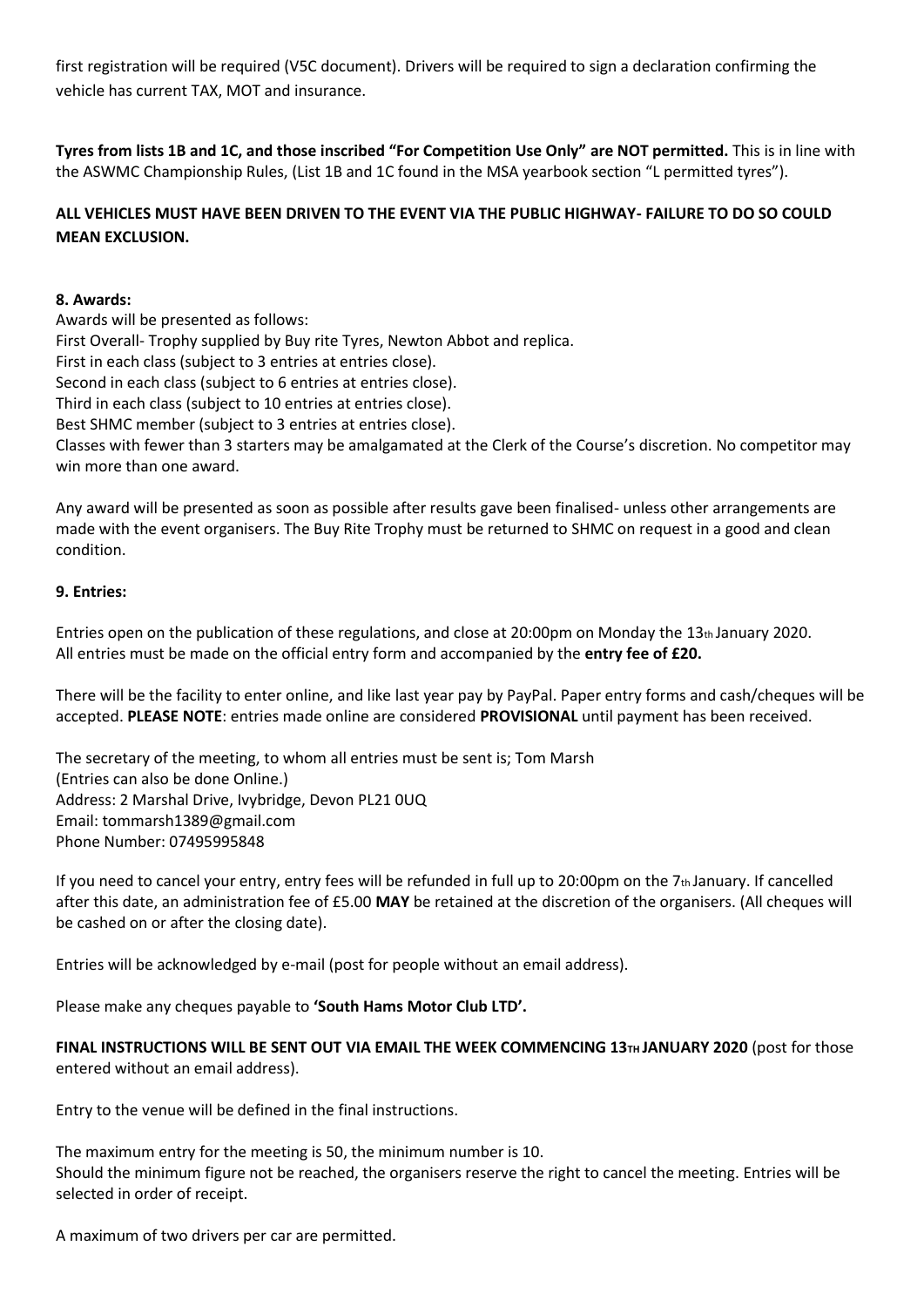first registration will be required (V5C document). Drivers will be required to sign a declaration confirming the vehicle has current TAX, MOT and insurance.

**Tyres from lists 1B and 1C, and those inscribed "For Competition Use Only" are NOT permitted.** This is in line with the ASWMC Championship Rules, (List 1B and 1C found in the MSA yearbook section "L permitted tyres").

**ALL VEHICLES MUST HAVE BEEN DRIVEN TO THE EVENT VIA THE PUBLIC HIGHWAY- FAILURE TO DO SO COULD MEAN EXCLUSION.**

**8. Awards:**

Awards will be presented as follows:
First Overall- Trophy supplied by Buy rite Tyres, Newton Abbot and replica.
First in each class (subject to 3 entries at entries close).
Second in each class (subject to 6 entries at entries close).
Third in each class (subject to 10 entries at entries close).
Best SHMC member (subject to 3 entries at entries close).
Classes with fewer than 3 starters may be amalgamated at the Clerk of the Course's discretion. No competitor may win more than one award.

Any award will be presented as soon as possible after results gave been finalised- unless other arrangements are made with the event organisers. The Buy Rite Trophy must be returned to SHMC on request in a good and clean condition.

**9. Entries:**

Entries open on the publication of these regulations, and close at 20:00pm on Monday the 13th January 2020.
All entries must be made on the official entry form and accompanied by the **entry fee of £20.**

There will be the facility to enter online, and like last year pay by PayPal. Paper entry forms and cash/cheques will be accepted. **PLEASE NOTE**: entries made online are considered **PROVISIONAL** until payment has been received.

The secretary of the meeting, to whom all entries must be sent is; Tom Marsh
(Entries can also be done Online.)
Address: 2 Marshal Drive, Ivybridge, Devon PL21 0UQ
Email: tommarsh1389@gmail.com
Phone Number: 07495995848

If you need to cancel your entry, entry fees will be refunded in full up to 20:00pm on the 7th January. If cancelled after this date, an administration fee of £5.00 **MAY** be retained at the discretion of the organisers. (All cheques will be cashed on or after the closing date).

Entries will be acknowledged by e-mail (post for people without an email address).

Please make any cheques payable to **'South Hams Motor Club LTD'.**

**FINAL INSTRUCTIONS WILL BE SENT OUT VIA EMAIL THE WEEK COMMENCING 13TH JANUARY 2020** (post for those entered without an email address).

Entry to the venue will be defined in the final instructions.

The maximum entry for the meeting is 50, the minimum number is 10.
Should the minimum figure not be reached, the organisers reserve the right to cancel the meeting. Entries will be selected in order of receipt.

A maximum of two drivers per car are permitted.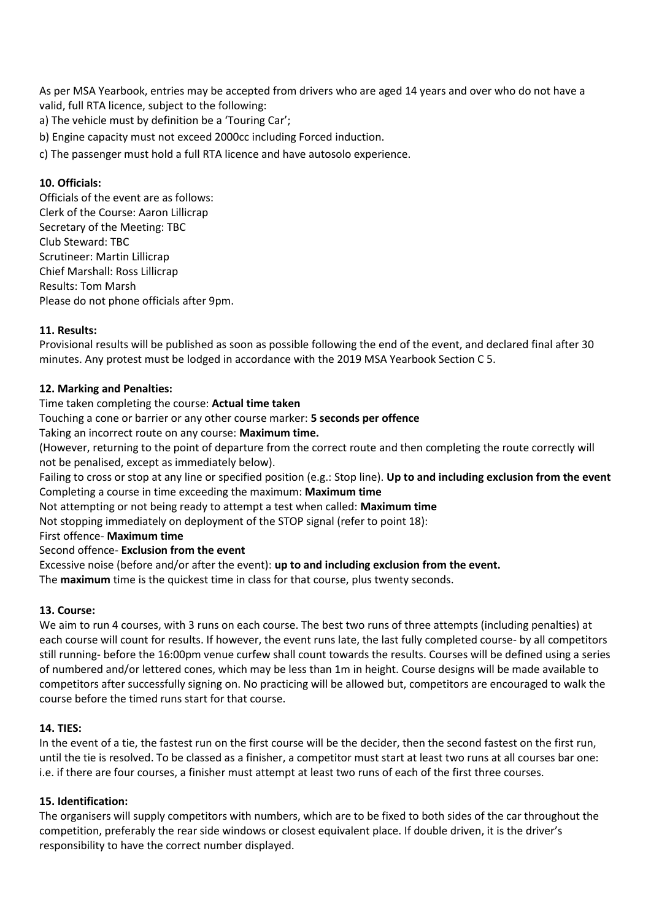As per MSA Yearbook, entries may be accepted from drivers who are aged 14 years and over who do not have a valid, full RTA licence, subject to the following:

a) The vehicle must by definition be a 'Touring Car';

b) Engine capacity must not exceed 2000cc including Forced induction.

c) The passenger must hold a full RTA licence and have autosolo experience.

**10. Officials:**

Officials of the event are as follows:
Clerk of the Course: Aaron Lillicrap
Secretary of the Meeting: TBC
Club Steward: TBC
Scrutineer: Martin Lillicrap
Chief Marshall: Ross Lillicrap
Results: Tom Marsh
Please do not phone officials after 9pm.

**11. Results:**

Provisional results will be published as soon as possible following the end of the event, and declared final after 30 minutes. Any protest must be lodged in accordance with the 2019 MSA Yearbook Section C 5.

**12. Marking and Penalties:**

Time taken completing the course: **Actual time taken**
Touching a cone or barrier or any other course marker: **5 seconds per offence**
Taking an incorrect route on any course: **Maximum time.**
(However, returning to the point of departure from the correct route and then completing the route correctly will not be penalised, except as immediately below).
Failing to cross or stop at any line or specified position (e.g.: Stop line). **Up to and including exclusion from the event**
Completing a course in time exceeding the maximum: **Maximum time**
Not attempting or not being ready to attempt a test when called: **Maximum time**
Not stopping immediately on deployment of the STOP signal (refer to point 18):
First offence- **Maximum time**
Second offence- **Exclusion from the event**
Excessive noise (before and/or after the event): **up to and including exclusion from the event.**
The **maximum** time is the quickest time in class for that course, plus twenty seconds.

**13. Course:**

We aim to run 4 courses, with 3 runs on each course. The best two runs of three attempts (including penalties) at each course will count for results. If however, the event runs late, the last fully completed course- by all competitors still running- before the 16:00pm venue curfew shall count towards the results. Courses will be defined using a series of numbered and/or lettered cones, which may be less than 1m in height. Course designs will be made available to competitors after successfully signing on. No practicing will be allowed but, competitors are encouraged to walk the course before the timed runs start for that course.

**14. TIES:**

In the event of a tie, the fastest run on the first course will be the decider, then the second fastest on the first run, until the tie is resolved. To be classed as a finisher, a competitor must start at least two runs at all courses bar one: i.e. if there are four courses, a finisher must attempt at least two runs of each of the first three courses.

**15. Identification:**

The organisers will supply competitors with numbers, which are to be fixed to both sides of the car throughout the competition, preferably the rear side windows or closest equivalent place. If double driven, it is the driver's responsibility to have the correct number displayed.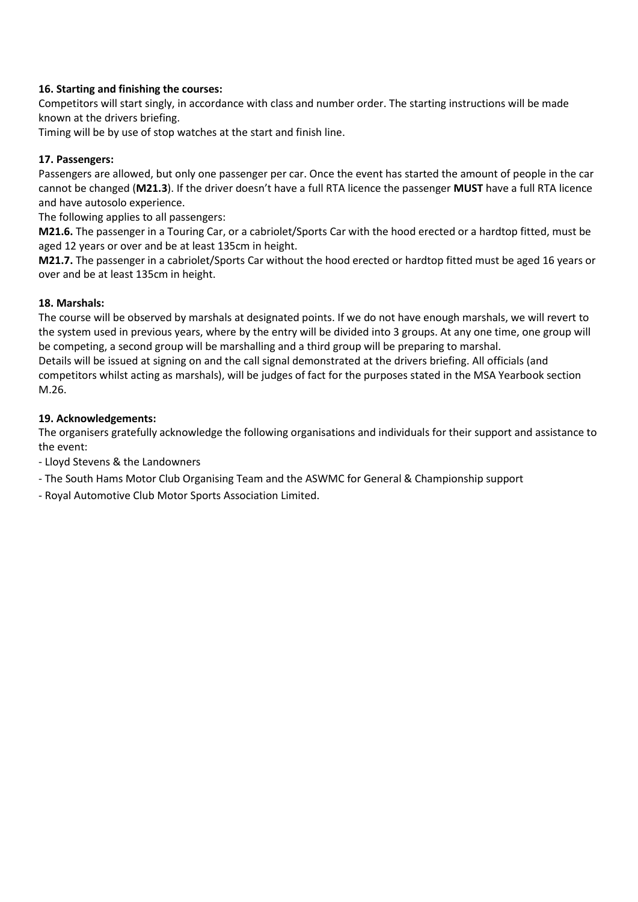**16. Starting and finishing the courses:**

Competitors will start singly, in accordance with class and number order. The starting instructions will be made known at the drivers briefing.

Timing will be by use of stop watches at the start and finish line.

**17. Passengers:**

Passengers are allowed, but only one passenger per car. Once the event has started the amount of people in the car cannot be changed (**M21.3**). If the driver doesn't have a full RTA licence the passenger **MUST** have a full RTA licence and have autosolo experience.

The following applies to all passengers:

**M21.6.** The passenger in a Touring Car, or a cabriolet/Sports Car with the hood erected or a hardtop fitted, must be aged 12 years or over and be at least 135cm in height.

**M21.7.** The passenger in a cabriolet/Sports Car without the hood erected or hardtop fitted must be aged 16 years or over and be at least 135cm in height.

**18. Marshals:**

The course will be observed by marshals at designated points. If we do not have enough marshals, we will revert to the system used in previous years, where by the entry will be divided into 3 groups. At any one time, one group will be competing, a second group will be marshalling and a third group will be preparing to marshal.

Details will be issued at signing on and the call signal demonstrated at the drivers briefing. All officials (and competitors whilst acting as marshals), will be judges of fact for the purposes stated in the MSA Yearbook section M.26.

**19. Acknowledgements:**

The organisers gratefully acknowledge the following organisations and individuals for their support and assistance to the event:

- Lloyd Stevens & the Landowners
- The South Hams Motor Club Organising Team and the ASWMC for General & Championship support
- Royal Automotive Club Motor Sports Association Limited.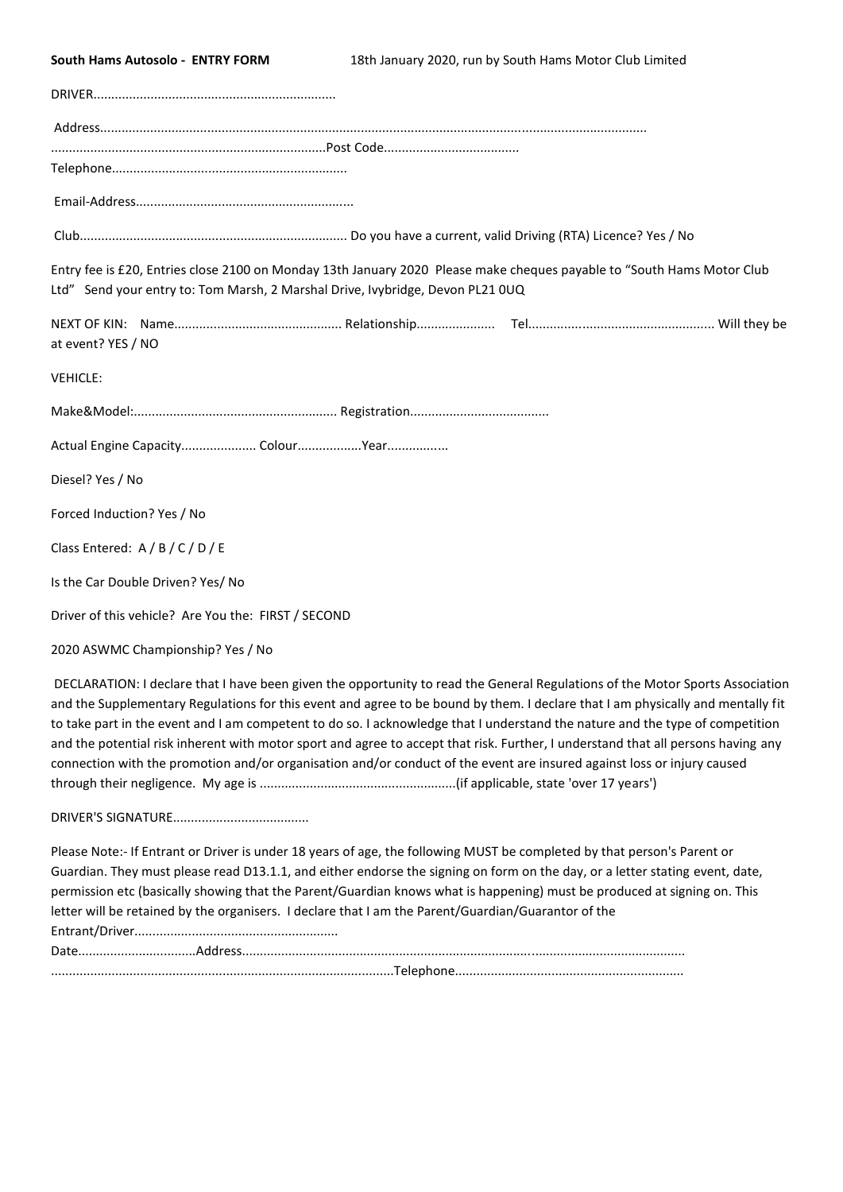**South Hams Autosolo - ENTRY FORM** 18th January 2020, run by South Hams Motor Club Limited

DRIVER....................................................................

Address.......................................................................................................................................................
............................................................................Post Code......................................
Telephone..................................................................

Email-Address.............................................................

Club.......................................................................... Do you have a current, valid Driving (RTA) Licence? Yes / No

Entry fee is £20, Entries close 2100 on Monday 13th January 2020 Please make cheques payable to "South Hams Motor Club Ltd" Send your entry to: Tom Marsh, 2 Marshal Drive, Ivybridge, Devon PL21 0UQ

NEXT OF KIN: Name............................................... Relationship...................... Tel.................................................. Will they be at event? YES / NO

VEHICLE:

Make&Model:......................................................... Registration.......................................

Actual Engine Capacity.................... Colour..................Year................

Diesel? Yes / No

Forced Induction? Yes / No

Class Entered: A / B / C / D / E

Is the Car Double Driven? Yes/ No

Driver of this vehicle? Are You the: FIRST / SECOND

2020 ASWMC Championship? Yes / No

DECLARATION: I declare that I have been given the opportunity to read the General Regulations of the Motor Sports Association and the Supplementary Regulations for this event and agree to be bound by them. I declare that I am physically and mentally fit to take part in the event and I am competent to do so. I acknowledge that I understand the nature and the type of competition and the potential risk inherent with motor sport and agree to accept that risk. Further, I understand that all persons having any connection with the promotion and/or organisation and/or conduct of the event are insured against loss or injury caused through their negligence. My age is .......................................................(if applicable, state 'over 17 years')

DRIVER'S SIGNATURE......................................

Please Note:- If Entrant or Driver is under 18 years of age, the following MUST be completed by that person's Parent or Guardian. They must please read D13.1.1, and either endorse the signing on form on the day, or a letter stating event, date, permission etc (basically showing that the Parent/Guardian knows what is happening) must be produced at signing on. This letter will be retained by the organisers. I declare that I am the Parent/Guardian/Guarantor of the Entrant/Driver.........................................................
Date.................................Address...........................................................................................................................
................................................................................................Telephone................................................................